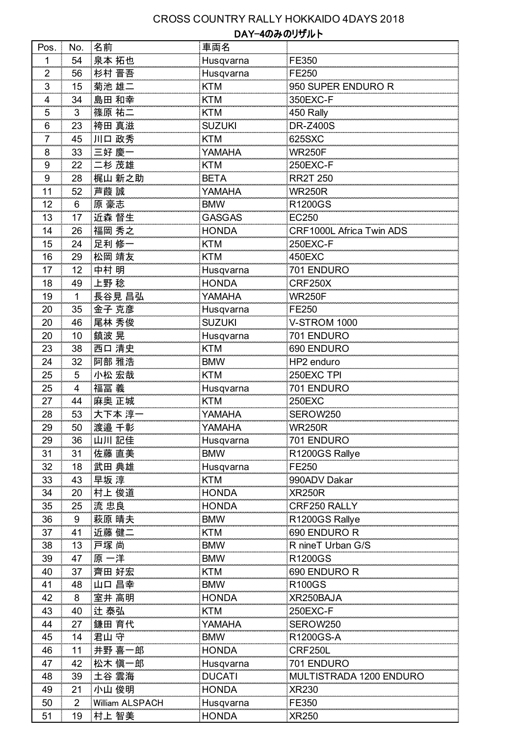# CROSS COUNTRY RALLY HOKKAIDO 4DAYS 2018

## DAY-4のみのリザルト

| Pos. | No. | 名前 | 車両名 | |
|---|---|---|---|---|
| 1 | 54 | 泉本 拓也 | Husqvarna | FE350 |
| 2 | 56 | 杉村 晋吾 | Husqvarna | FE250 |
| 3 | 15 | 菊池 雄二 | KTM | 950 SUPER ENDURO R |
| 4 | 34 | 島田 和幸 | KTM | 350EXC-F |
| 5 | 3 | 篠原 祐二 | KTM | 450 Rally |
| 6 | 23 | 袴田 真滋 | SUZUKI | DR-Z400S |
| 7 | 45 | 川口 政秀 | KTM | 625SXC |
| 8 | 33 | 三好 慶一 | YAMAHA | WR250F |
| 9 | 22 | 二杉 茂雄 | KTM | 250EXC-F |
| 9 | 28 | 梶山 新之助 | BETA | RR2T 250 |
| 11 | 52 | 芦葭 誠 | YAMAHA | WR250R |
| 12 | 6 | 原 豪志 | BMW | R1200GS |
| 13 | 17 | 近森 督生 | GASGAS | EC250 |
| 14 | 26 | 福岡 秀之 | HONDA | CRF1000L Africa Twin ADS |
| 15 | 24 | 足利 修一 | KTM | 250EXC-F |
| 16 | 29 | 松岡 靖友 | KTM | 450EXC |
| 17 | 12 | 中村 明 | Husqvarna | 701 ENDURO |
| 18 | 49 | 上野 稔 | HONDA | CRF250X |
| 19 | 1 | 長谷見 昌弘 | YAMAHA | WR250F |
| 20 | 35 | 金子 克彦 | Husqvarna | FE250 |
| 20 | 46 | 尾林 秀俊 | SUZUKI | V-STROM 1000 |
| 20 | 10 | 鎮波 晃 | Husqvarna | 701 ENDURO |
| 23 | 38 | 西口 清史 | KTM | 690 ENDURO |
| 24 | 32 | 阿部 雅浩 | BMW | HP2 enduro |
| 25 | 5 | 小松 宏哉 | KTM | 250EXC TPI |
| 25 | 4 | 福冨 義 | Husqvarna | 701 ENDURO |
| 27 | 44 | 麻奥 正城 | KTM | 250EXC |
| 28 | 53 | 大下本 淳一 | YAMAHA | SEROW250 |
| 29 | 50 | 渡邉 千彰 | YAMAHA | WR250R |
| 29 | 36 | 山川 記佳 | Husqvarna | 701 ENDURO |
| 31 | 31 | 佐藤 直美 | BMW | R1200GS Rallye |
| 32 | 18 | 武田 典雄 | Husqvarna | FE250 |
| 33 | 43 | 早坂 淳 | KTM | 990ADV Dakar |
| 34 | 20 | 村上 俊道 | HONDA | XR250R |
| 35 | 25 | 流 忠良 | HONDA | CRF250 RALLY |
| 36 | 9 | 萩原 晴夫 | BMW | R1200GS Rallye |
| 37 | 41 | 近藤 健二 | KTM | 690 ENDURO R |
| 38 | 13 | 戸塚 尚 | BMW | R nineT Urban G/S |
| 39 | 47 | 原 一洋 | BMW | R1200GS |
| 40 | 37 | 齊田 好宏 | KTM | 690 ENDURO R |
| 41 | 48 | 山口 昌幸 | BMW | R100GS |
| 42 | 8 | 室井 高明 | HONDA | XR250BAJA |
| 43 | 40 | 辻 泰弘 | KTM | 250EXC-F |
| 44 | 27 | 鎌田 育代 | YAMAHA | SEROW250 |
| 45 | 14 | 君山 守 | BMW | R1200GS-A |
| 46 | 11 | 井野 喜一郎 | HONDA | CRF250L |
| 47 | 42 | 松木 慎一郎 | Husqvarna | 701 ENDURO |
| 48 | 39 | 土谷 雲海 | DUCATI | MULTISTRADA 1200 ENDURO |
| 49 | 21 | 小山 俊明 | HONDA | XR230 |
| 50 | 2 | William ALSPACH | Husqvarna | FE350 |
| 51 | 19 | 村上 智美 | HONDA | XR250 |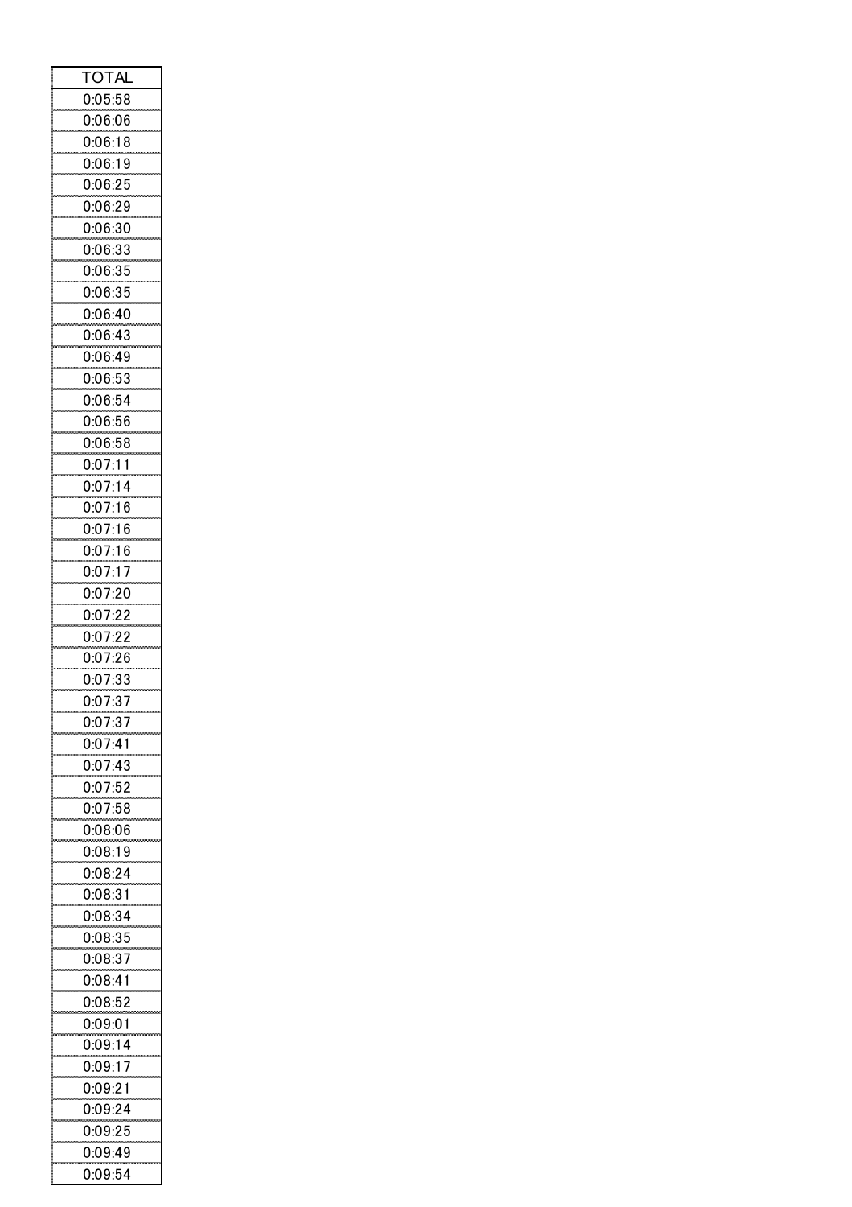| TOTAL |
| --- |
| 0:05:58 |
| 0:06:06 |
| 0:06:18 |
| 0:06:19 |
| 0:06:25 |
| 0:06:29 |
| 0:06:30 |
| 0:06:33 |
| 0:06:35 |
| 0:06:35 |
| 0:06:40 |
| 0:06:43 |
| 0:06:49 |
| 0:06:53 |
| 0:06:54 |
| 0:06:56 |
| 0:06:58 |
| 0:07:11 |
| 0:07:14 |
| 0:07:16 |
| 0:07:16 |
| 0:07:16 |
| 0:07:17 |
| 0:07:20 |
| 0:07:22 |
| 0:07:22 |
| 0:07:26 |
| 0:07:33 |
| 0:07:37 |
| 0:07:37 |
| 0:07:41 |
| 0:07:43 |
| 0:07:52 |
| 0:07:58 |
| 0:08:06 |
| 0:08:19 |
| 0:08:24 |
| 0:08:31 |
| 0:08:34 |
| 0:08:35 |
| 0:08:37 |
| 0:08:41 |
| 0:08:52 |
| 0:09:01 |
| 0:09:14 |
| 0:09:17 |
| 0:09:21 |
| 0:09:24 |
| 0:09:25 |
| 0:09:49 |
| 0:09:54 |